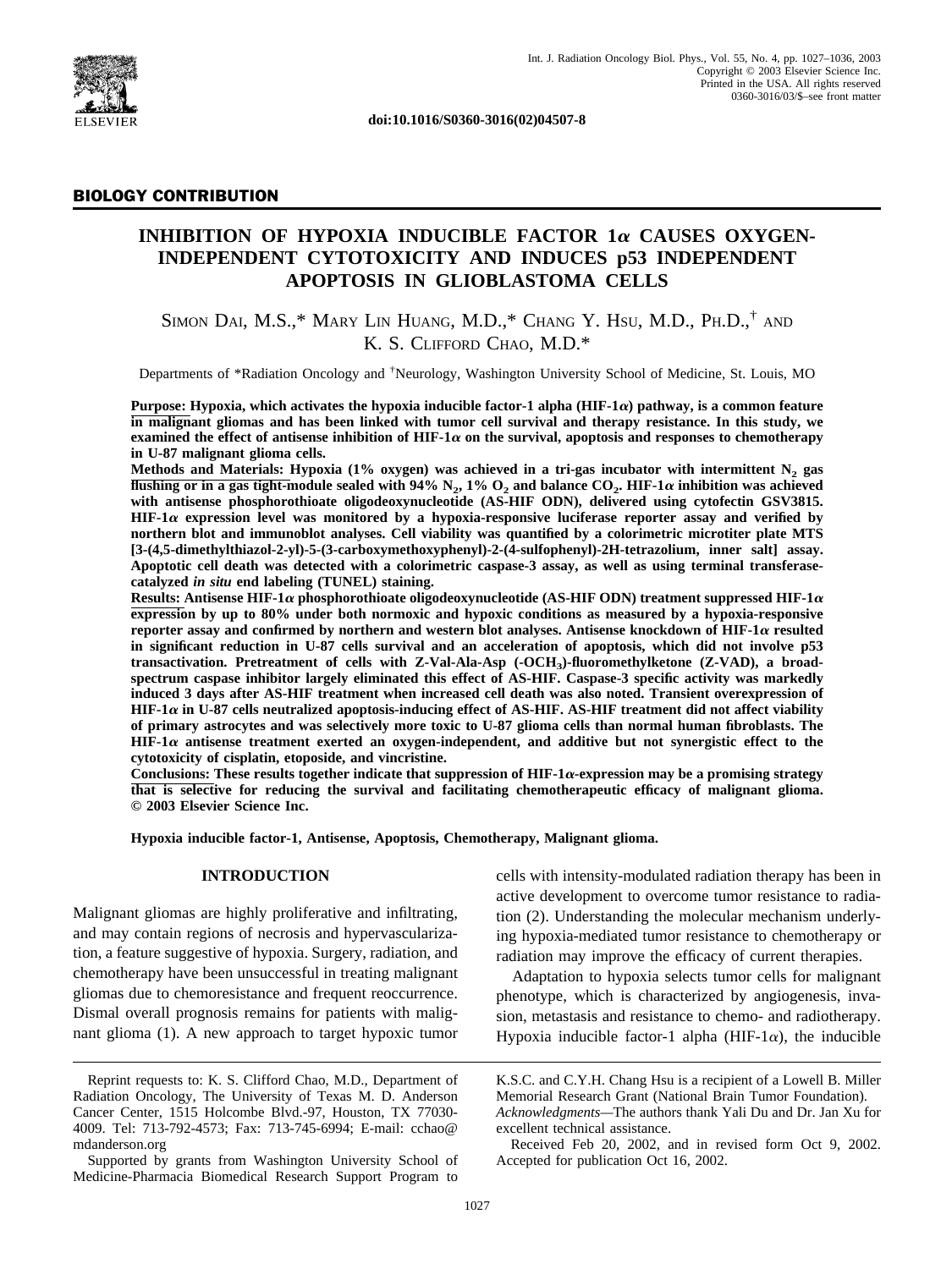doi:10.1016/S0360-3016(02)04507-8

**BIOLOGY CONTRIBUTION**

# INHIBITION OF HYPOXIA INDUCIBLE FACTOR 1α CAUSES OXYGEN-INDEPENDENT CYTOTOXICITY AND INDUCES p53 INDEPENDENT APOPTOSIS IN GLIOBLASTOMA CELLS

Simon Dai, M.S.,* Mary Lin Huang, M.D.,* Chang Y. Hsu, M.D., Ph.D.,[†] and K. S. Clifford Chao, M.D.*

Departments of *Radiation Oncology and [†]Neurology, Washington University School of Medicine, St. Louis, MO

**Purpose: Hypoxia, which activates the hypoxia inducible factor-1 alpha (HIF-1α) pathway, is a common feature in malignant gliomas and has been linked with tumor cell survival and therapy resistance. In this study, we examined the effect of antisense inhibition of HIF-1α on the survival, apoptosis and responses to chemotherapy in U-87 malignant glioma cells.**

**Methods and Materials: Hypoxia (1% oxygen) was achieved in a tri-gas incubator with intermittent $N_2$ gas flushing or in a gas tight-module sealed with 94% $N_2$, 1% $O_2$ and balance $CO_2$. HIF-1α inhibition was achieved with antisense phosphorothioate oligodeoxynucleotide (AS-HIF ODN), delivered using cytofectin GSV3815. HIF-1α expression level was monitored by a hypoxia-responsive luciferase reporter assay and verified by northern blot and immunoblot analyses. Cell viability was quantified by a colorimetric microtiter plate MTS [3-(4,5-dimethylthiazol-2-yl)-5-(3-carboxymethoxyphenyl)-2-(4-sulfophenyl)-2H-tetrazolium, inner salt] assay. Apoptotic cell death was detected with a colorimetric caspase-3 assay, as well as using terminal transferase-catalyzed *in situ* end labeling (TUNEL) staining.**

**Results: Antisense HIF-1α phosphorothioate oligodeoxynucleotide (AS-HIF ODN) treatment suppressed HIF-1α expression by up to 80% under both normoxic and hypoxic conditions as measured by a hypoxia-responsive reporter assay and confirmed by northern and western blot analyses. Antisense knockdown of HIF-1α resulted in significant reduction in U-87 cells survival and an acceleration of apoptosis, which did not involve p53 transactivation. Pretreatment of cells with Z-Val-Ala-Asp (-$OCH_3$)-fluoromethylketone (Z-VAD), a broad-spectrum caspase inhibitor largely eliminated this effect of AS-HIF. Caspase-3 specific activity was markedly induced 3 days after AS-HIF treatment when increased cell death was also noted. Transient overexpression of HIF-1α in U-87 cells neutralized apoptosis-inducing effect of AS-HIF. AS-HIF treatment did not affect viability of primary astrocytes and was selectively more toxic to U-87 glioma cells than normal human fibroblasts. The HIF-1α antisense treatment exerted an oxygen-independent, and additive but not synergistic effect to the cytotoxicity of cisplatin, etoposide, and vincristine.**

**Conclusions: These results together indicate that suppression of HIF-1α-expression may be a promising strategy that is selective for reducing the survival and facilitating chemotherapeutic efficacy of malignant glioma. © 2003 Elsevier Science Inc.**

**Hypoxia inducible factor-1, Antisense, Apoptosis, Chemotherapy, Malignant glioma.**

## INTRODUCTION

Malignant gliomas are highly proliferative and infiltrating, and may contain regions of necrosis and hypervascularization, a feature suggestive of hypoxia. Surgery, radiation, and chemotherapy have been unsuccessful in treating malignant gliomas due to chemoresistance and frequent reoccurrence. Dismal overall prognosis remains for patients with malignant glioma (1). A new approach to target hypoxic tumor cells with intensity-modulated radiation therapy has been in active development to overcome tumor resistance to radiation (2). Understanding the molecular mechanism underlying hypoxia-mediated tumor resistance to chemotherapy or radiation may improve the efficacy of current therapies.

Adaptation to hypoxia selects tumor cells for malignant phenotype, which is characterized by angiogenesis, invasion, metastasis and resistance to chemo- and radiotherapy. Hypoxia inducible factor-1 alpha (HIF-1α), the inducible

---

Reprint requests to: K. S. Clifford Chao, M.D., Department of Radiation Oncology, The University of Texas M. D. Anderson Cancer Center, 1515 Holcombe Blvd.-97, Houston, TX 77030-4009. Tel: 713-792-4573; Fax: 713-745-6994; E-mail: cchao@mdanderson.org

Supported by grants from Washington University School of Medicine-Pharmacia Biomedical Research Support Program to K.S.C. and C.Y.H. Chang Hsu is a recipient of a Lowell B. Miller Memorial Research Grant (National Brain Tumor Foundation).

*Acknowledgments*—The authors thank Yali Du and Dr. Jan Xu for excellent technical assistance.

Received Feb 20, 2002, and in revised form Oct 9, 2002. Accepted for publication Oct 16, 2002.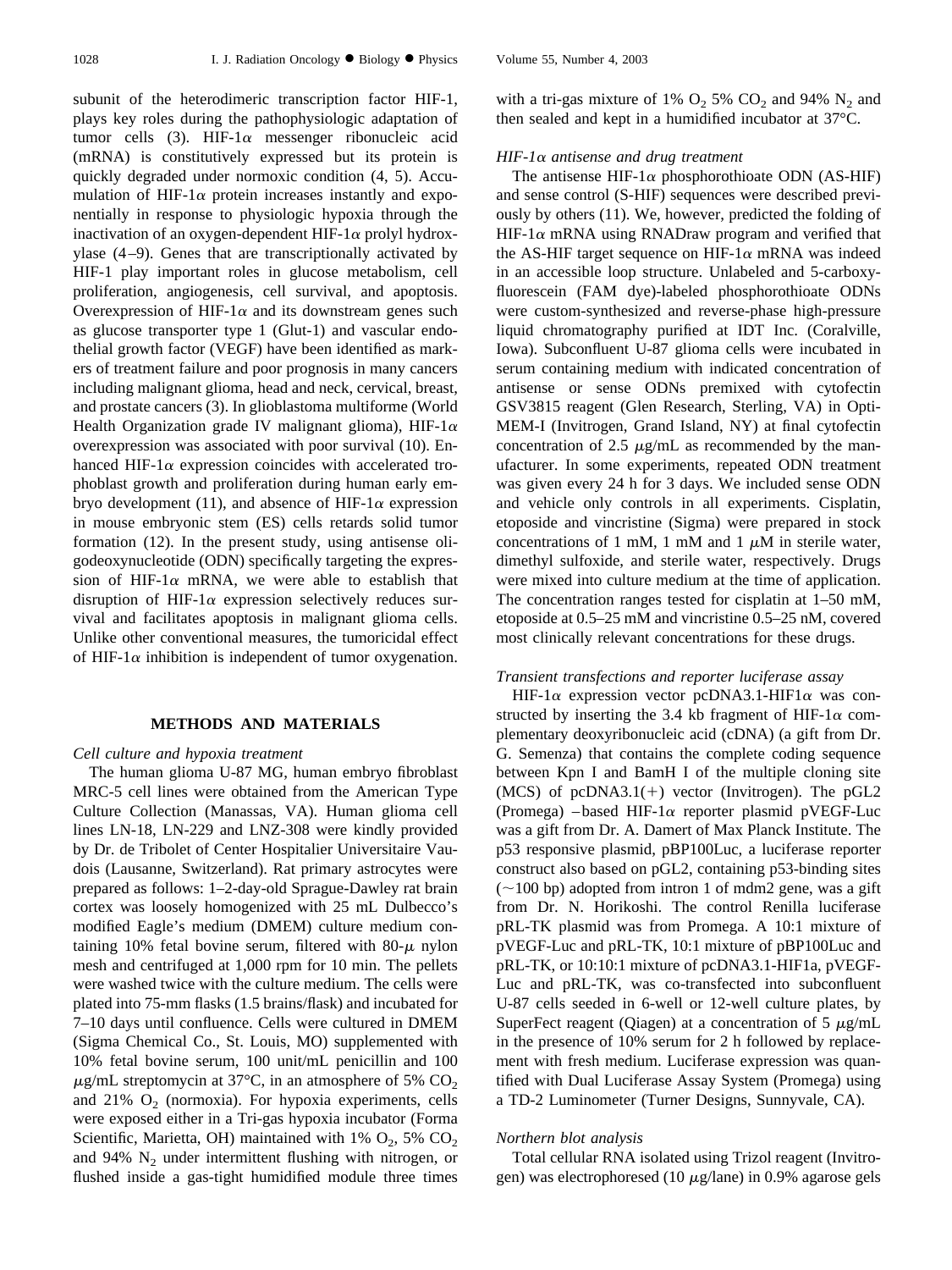subunit of the heterodimeric transcription factor HIF-1, plays key roles during the pathophysiologic adaptation of tumor cells (3). HIF-1α messenger ribonucleic acid (mRNA) is constitutively expressed but its protein is quickly degraded under normoxic condition (4, 5). Accumulation of HIF-1α protein increases instantly and exponentially in response to physiologic hypoxia through the inactivation of an oxygen-dependent HIF-1α prolyl hydroxylase (4–9). Genes that are transcriptionally activated by HIF-1 play important roles in glucose metabolism, cell proliferation, angiogenesis, cell survival, and apoptosis. Overexpression of HIF-1α and its downstream genes such as glucose transporter type 1 (Glut-1) and vascular endothelial growth factor (VEGF) have been identified as markers of treatment failure and poor prognosis in many cancers including malignant glioma, head and neck, cervical, breast, and prostate cancers (3). In glioblastoma multiforme (World Health Organization grade IV malignant glioma), HIF-1α overexpression was associated with poor survival (10). Enhanced HIF-1α expression coincides with accelerated trophoblast growth and proliferation during human early embryo development (11), and absence of HIF-1α expression in mouse embryonic stem (ES) cells retards solid tumor formation (12). In the present study, using antisense oligodeoxynucleotide (ODN) specifically targeting the expression of HIF-1α mRNA, we were able to establish that disruption of HIF-1α expression selectively reduces survival and facilitates apoptosis in malignant glioma cells. Unlike other conventional measures, the tumoricidal effect of HIF-1α inhibition is independent of tumor oxygenation.

## METHODS AND MATERIALS

### *Cell culture and hypoxia treatment*

The human glioma U-87 MG, human embryo fibroblast MRC-5 cell lines were obtained from the American Type Culture Collection (Manassas, VA). Human glioma cell lines LN-18, LN-229 and LNZ-308 were kindly provided by Dr. de Tribolet of Center Hospitalier Universitaire Vaudois (Lausanne, Switzerland). Rat primary astrocytes were prepared as follows: 1–2-day-old Sprague-Dawley rat brain cortex was loosely homogenized with 25 mL Dulbecco's modified Eagle's medium (DMEM) culture medium containing 10% fetal bovine serum, filtered with 80-μ nylon mesh and centrifuged at 1,000 rpm for 10 min. The pellets were washed twice with the culture medium. The cells were plated into 75-mm flasks (1.5 brains/flask) and incubated for 7–10 days until confluence. Cells were cultured in DMEM (Sigma Chemical Co., St. Louis, MO) supplemented with 10% fetal bovine serum, 100 unit/mL penicillin and 100 μg/mL streptomycin at 37°C, in an atmosphere of 5% $CO_2$ and 21% $O_2$ (normoxia). For hypoxia experiments, cells were exposed either in a Tri-gas hypoxia incubator (Forma Scientific, Marietta, OH) maintained with 1% $O_2$, 5% $CO_2$ and 94% $N_2$ under intermittent flushing with nitrogen, or flushed inside a gas-tight humidified module three times with a tri-gas mixture of 1% $O_2$ 5% $CO_2$ and 94% $N_2$ and then sealed and kept in a humidified incubator at 37°C.

### *HIF-1α antisense and drug treatment*

The antisense HIF-1α phosphorothioate ODN (AS-HIF) and sense control (S-HIF) sequences were described previously by others (11). We, however, predicted the folding of HIF-1α mRNA using RNADraw program and verified that the AS-HIF target sequence on HIF-1α mRNA was indeed in an accessible loop structure. Unlabeled and 5-carboxyfluorescein (FAM dye)-labeled phosphorothioate ODNs were custom-synthesized and reverse-phase high-pressure liquid chromatography purified at IDT Inc. (Coralville, Iowa). Subconfluent U-87 glioma cells were incubated in serum containing medium with indicated concentration of antisense or sense ODNs premixed with cytofectin GSV3815 reagent (Glen Research, Sterling, VA) in Opti-MEM-I (Invitrogen, Grand Island, NY) at final cytofectin concentration of 2.5 μg/mL as recommended by the manufacturer. In some experiments, repeated ODN treatment was given every 24 h for 3 days. We included sense ODN and vehicle only controls in all experiments. Cisplatin, etoposide and vincristine (Sigma) were prepared in stock concentrations of 1 mM, 1 mM and 1 μM in sterile water, dimethyl sulfoxide, and sterile water, respectively. Drugs were mixed into culture medium at the time of application. The concentration ranges tested for cisplatin at 1–50 mM, etoposide at 0.5–25 mM and vincristine 0.5–25 nM, covered most clinically relevant concentrations for these drugs.

### *Transient transfections and reporter luciferase assay*

HIF-1α expression vector pcDNA3.1-HIF1α was constructed by inserting the 3.4 kb fragment of HIF-1α complementary deoxyribonucleic acid (cDNA) (a gift from Dr. G. Semenza) that contains the complete coding sequence between Kpn I and BamH I of the multiple cloning site (MCS) of pcDNA3.1(+) vector (Invitrogen). The pGL2 (Promega) –based HIF-1α reporter plasmid pVEGF-Luc was a gift from Dr. A. Damert of Max Planck Institute. The p53 responsive plasmid, pBP100Luc, a luciferase reporter construct also based on pGL2, containing p53-binding sites (~100 bp) adopted from intron 1 of mdm2 gene, was a gift from Dr. N. Horikoshi. The control Renilla luciferase pRL-TK plasmid was from Promega. A 10:1 mixture of pVEGF-Luc and pRL-TK, 10:1 mixture of pBP100Luc and pRL-TK, or 10:10:1 mixture of pcDNA3.1-HIF1a, pVEGF-Luc and pRL-TK, was co-transfected into subconfluent U-87 cells seeded in 6-well or 12-well culture plates, by SuperFect reagent (Qiagen) at a concentration of 5 μg/mL in the presence of 10% serum for 2 h followed by replacement with fresh medium. Luciferase expression was quantified with Dual Luciferase Assay System (Promega) using a TD-2 Luminometer (Turner Designs, Sunnyvale, CA).

### *Northern blot analysis*

Total cellular RNA isolated using Trizol reagent (Invitrogen) was electrophoresed (10 μg/lane) in 0.9% agarose gels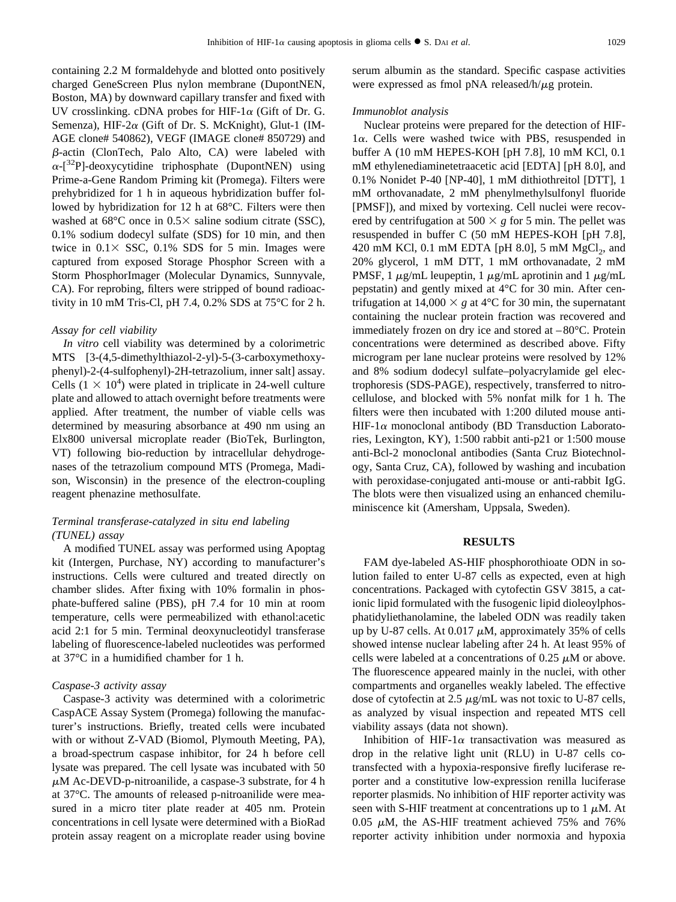containing 2.2 M formaldehyde and blotted onto positively charged GeneScreen Plus nylon membrane (DupontNEN, Boston, MA) by downward capillary transfer and fixed with UV crosslinking. cDNA probes for HIF-1$\alpha$ (Gift of Dr. G. Semenza), HIF-2$\alpha$ (Gift of Dr. S. McKnight), Glut-1 (IMAGE clone# 540862), VEGF (IMAGE clone# 850729) and $\beta$-actin (ClonTech, Palo Alto, CA) were labeled with $\alpha$-[$^{32}$P]-deoxycytidine triphosphate (DupontNEN) using Prime-a-Gene Random Priming kit (Promega). Filters were prehybridized for 1 h in aqueous hybridization buffer followed by hybridization for 12 h at 68°C. Filters were then washed at 68°C once in 0.5× saline sodium citrate (SSC), 0.1% sodium dodecyl sulfate (SDS) for 10 min, and then twice in 0.1× SSC, 0.1% SDS for 5 min. Images were captured from exposed Storage Phosphor Screen with a Storm PhosphorImager (Molecular Dynamics, Sunnyvale, CA). For reprobing, filters were stripped of bound radioactivity in 10 mM Tris-Cl, pH 7.4, 0.2% SDS at 75°C for 2 h.

### *Assay for cell viability*

*In vitro* cell viability was determined by a colorimetric MTS [3-(4,5-dimethylthiazol-2-yl)-5-(3-carboxymethoxyphenyl)-2-(4-sulfophenyl)-2H-tetrazolium, inner salt] assay. Cells ($1 \times 10^4$) were plated in triplicate in 24-well culture plate and allowed to attach overnight before treatments were applied. After treatment, the number of viable cells was determined by measuring absorbance at 490 nm using an Elx800 universal microplate reader (BioTek, Burlington, VT) following bio-reduction by intracellular dehydrogenases of the tetrazolium compound MTS (Promega, Madison, Wisconsin) in the presence of the electron-coupling reagent phenazine methosulfate.

### *Terminal transferase-catalyzed in situ end labeling (TUNEL) assay*

A modified TUNEL assay was performed using Apoptag kit (Intergen, Purchase, NY) according to manufacturer's instructions. Cells were cultured and treated directly on chamber slides. After fixing with 10% formalin in phosphate-buffered saline (PBS), pH 7.4 for 10 min at room temperature, cells were permeabilized with ethanol:acetic acid 2:1 for 5 min. Terminal deoxynucleotidyl transferase labeling of fluorescence-labeled nucleotides was performed at 37°C in a humidified chamber for 1 h.

### *Caspase-3 activity assay*

Caspase-3 activity was determined with a colorimetric CaspACE Assay System (Promega) following the manufacturer's instructions. Briefly, treated cells were incubated with or without Z-VAD (Biomol, Plymouth Meeting, PA), a broad-spectrum caspase inhibitor, for 24 h before cell lysate was prepared. The cell lysate was incubated with 50 $\mu$M Ac-DEVD-p-nitroanilide, a caspase-3 substrate, for 4 h at 37°C. The amounts of released p-nitroanilide were measured in a micro titer plate reader at 405 nm. Protein concentrations in cell lysate were determined with a BioRad protein assay reagent on a microplate reader using bovine serum albumin as the standard. Specific caspase activities were expressed as fmol pNA released/h/$\mu$g protein.

### *Immunoblot analysis*

Nuclear proteins were prepared for the detection of HIF-1$\alpha$. Cells were washed twice with PBS, resuspended in buffer A (10 mM HEPES-KOH [pH 7.8], 10 mM KCl, 0.1 mM ethylenediaminetetraacetic acid [EDTA] [pH 8.0], and 0.1% Nonidet P-40 [NP-40], 1 mM dithiothreitol [DTT], 1 mM orthovanadate, 2 mM phenylmethylsulfonyl fluoride [PMSF]), and mixed by vortexing. Cell nuclei were recovered by centrifugation at 500 × *g* for 5 min. The pellet was resuspended in buffer C (50 mM HEPES-KOH [pH 7.8], 420 mM KCl, 0.1 mM EDTA [pH 8.0], 5 mM $MgCl_2$, and 20% glycerol, 1 mM DTT, 1 mM orthovanadate, 2 mM PMSF, 1 $\mu$g/mL leupeptin, 1 $\mu$g/mL aprotinin and 1 $\mu$g/mL pepstatin) and gently mixed at 4°C for 30 min. After centrifugation at 14,000 × *g* at 4°C for 30 min, the supernatant containing the nuclear protein fraction was recovered and immediately frozen on dry ice and stored at –80°C. Protein concentrations were determined as described above. Fifty microgram per lane nuclear proteins were resolved by 12% and 8% sodium dodecyl sulfate–polyacrylamide gel electrophoresis (SDS-PAGE), respectively, transferred to nitrocellulose, and blocked with 5% nonfat milk for 1 h. The filters were then incubated with 1:200 diluted mouse anti-HIF-1$\alpha$ monoclonal antibody (BD Transduction Laboratories, Lexington, KY), 1:500 rabbit anti-p21 or 1:500 mouse anti-Bcl-2 monoclonal antibodies (Santa Cruz Biotechnology, Santa Cruz, CA), followed by washing and incubation with peroxidase-conjugated anti-mouse or anti-rabbit IgG. The blots were then visualized using an enhanced chemiluminiscence kit (Amersham, Uppsala, Sweden).

## RESULTS

FAM dye-labeled AS-HIF phosphorothioate ODN in solution failed to enter U-87 cells as expected, even at high concentrations. Packaged with cytofectin GSV 3815, a cationic lipid formulated with the fusogenic lipid dioleoylphosphatidyliethanolamine, the labeled ODN was readily taken up by U-87 cells. At 0.017 $\mu$M, approximately 35% of cells showed intense nuclear labeling after 24 h. At least 95% of cells were labeled at a concentrations of 0.25 $\mu$M or above. The fluorescence appeared mainly in the nuclei, with other compartments and organelles weakly labeled. The effective dose of cytofectin at 2.5 $\mu$g/mL was not toxic to U-87 cells, as analyzed by visual inspection and repeated MTS cell viability assays (data not shown).

Inhibition of HIF-1$\alpha$ transactivation was measured as drop in the relative light unit (RLU) in U-87 cells cotransfected with a hypoxia-responsive firefly luciferase reporter and a constitutive low-expression renilla luciferase reporter plasmids. No inhibition of HIF reporter activity was seen with S-HIF treatment at concentrations up to 1 $\mu$M. At 0.05 $\mu$M, the AS-HIF treatment achieved 75% and 76% reporter activity inhibition under normoxia and hypoxia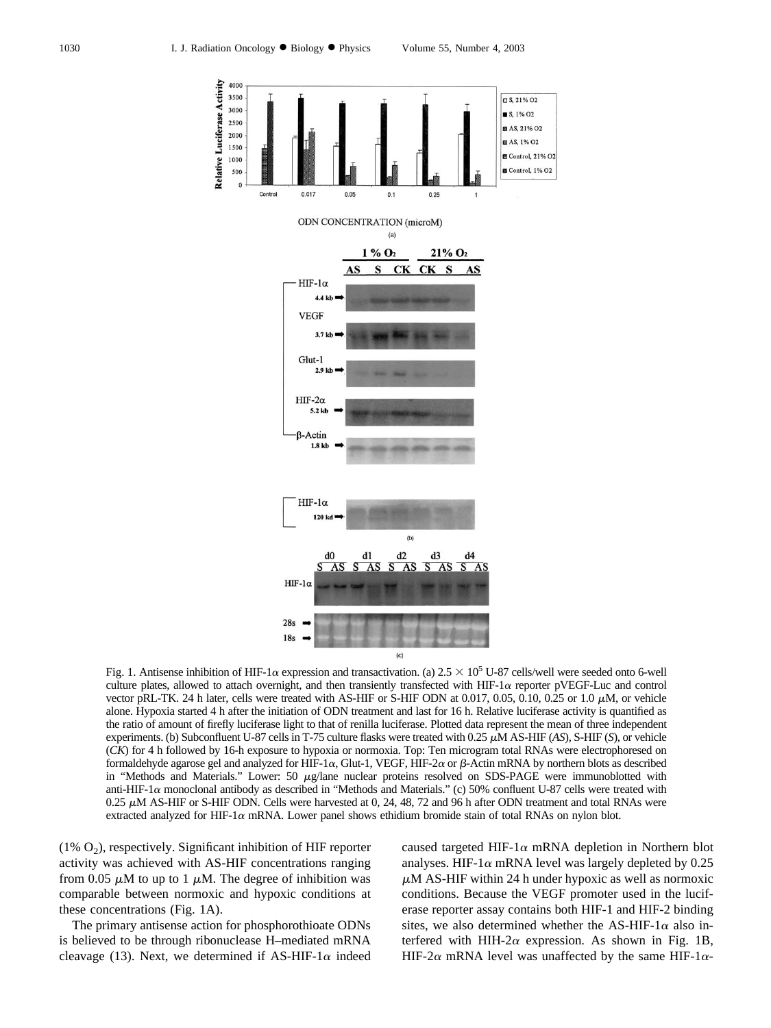Fig. 1. Antisense inhibition of HIF-1α expression and transactivation. (a) $2.5 \times 10^5$ U-87 cells/well were seeded onto 6-well culture plates, allowed to attach overnight, and then transiently transfected with HIF-1α reporter pVEGF-Luc and control vector pRL-TK. 24 h later, cells were treated with AS-HIF or S-HIF ODN at 0.017, 0.05, 0.10, 0.25 or 1.0 μM, or vehicle alone. Hypoxia started 4 h after the initiation of ODN treatment and last for 16 h. Relative luciferase activity is quantified as the ratio of amount of firefly luciferase light to that of renilla luciferase. Plotted data represent the mean of three independent experiments. (b) Subconfluent U-87 cells in T-75 culture flasks were treated with 0.25 μM AS-HIF (*AS*), S-HIF (*S*), or vehicle (*CK*) for 4 h followed by 16-h exposure to hypoxia or normoxia. Top: Ten microgram total RNAs were electrophoresed on formaldehyde agarose gel and analyzed for HIF-1α, Glut-1, VEGF, HIF-2α or β-Actin mRNA by northern blots as described in "Methods and Materials." Lower: 50 μg/lane nuclear proteins resolved on SDS-PAGE were immunoblotted with anti-HIF-1α monoclonal antibody as described in "Methods and Materials." (c) 50% confluent U-87 cells were treated with 0.25 μM AS-HIF or S-HIF ODN. Cells were harvested at 0, 24, 48, 72 and 96 h after ODN treatment and total RNAs were extracted analyzed for HIF-1α mRNA. Lower panel shows ethidium bromide stain of total RNAs on nylon blot.

(1% $O_2$), respectively. Significant inhibition of HIF reporter activity was achieved with AS-HIF concentrations ranging from 0.05 μM to up to 1 μM. The degree of inhibition was comparable between normoxic and hypoxic conditions at these concentrations (Fig. 1A).

The primary antisense action for phosphorothioate ODNs is believed to be through ribonuclease H–mediated mRNA cleavage (13). Next, we determined if AS-HIF-1α indeed caused targeted HIF-1α mRNA depletion in Northern blot analyses. HIF-1α mRNA level was largely depleted by 0.25 μM AS-HIF within 24 h under hypoxic as well as normoxic conditions. Because the VEGF promoter used in the luciferase reporter assay contains both HIF-1 and HIF-2 binding sites, we also determined whether the AS-HIF-1α also interfered with HIH-2α expression. As shown in Fig. 1B, HIF-2α mRNA level was unaffected by the same HIF-1α-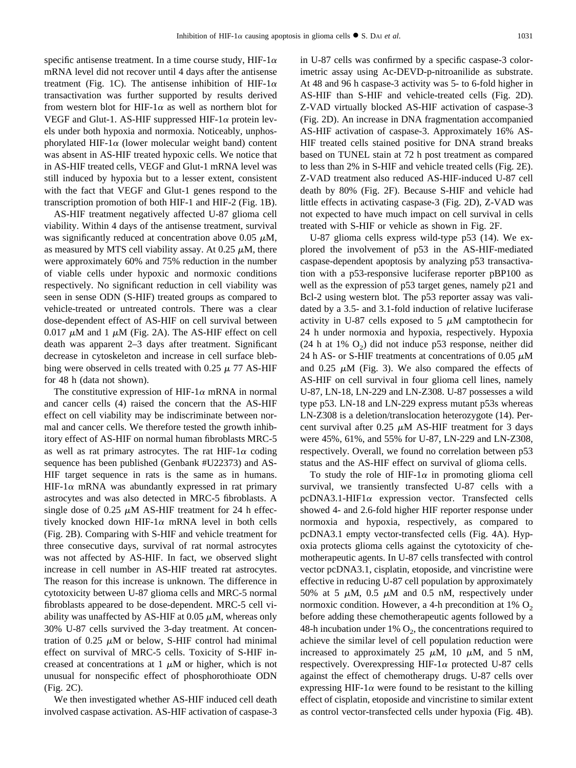specific antisense treatment. In a time course study, HIF-1$\alpha$ mRNA level did not recover until 4 days after the antisense treatment (Fig. 1C). The antisense inhibition of HIF-1$\alpha$ transactivation was further supported by results derived from western blot for HIF-1$\alpha$ as well as northern blot for VEGF and Glut-1. AS-HIF suppressed HIF-1$\alpha$ protein levels under both hypoxia and normoxia. Noticeably, unphosphorylated HIF-1$\alpha$ (lower molecular weight band) content was absent in AS-HIF treated hypoxic cells. We notice that in AS-HIF treated cells, VEGF and Glut-1 mRNA level was still induced by hypoxia but to a lesser extent, consistent with the fact that VEGF and Glut-1 genes respond to the transcription promotion of both HIF-1 and HIF-2 (Fig. 1B).

AS-HIF treatment negatively affected U-87 glioma cell viability. Within 4 days of the antisense treatment, survival was significantly reduced at concentration above 0.05 $\mu$M, as measured by MTS cell viability assay. At 0.25 $\mu$M, there were approximately 60% and 75% reduction in the number of viable cells under hypoxic and normoxic conditions respectively. No significant reduction in cell viability was seen in sense ODN (S-HIF) treated groups as compared to vehicle-treated or untreated controls. There was a clear dose-dependent effect of AS-HIF on cell survival between 0.017 $\mu$M and 1 $\mu$M (Fig. 2A). The AS-HIF effect on cell death was apparent 2–3 days after treatment. Significant decrease in cytoskeleton and increase in cell surface blebbing were observed in cells treated with 0.25 $\mu$ 77 AS-HIF for 48 h (data not shown).

The constitutive expression of HIF-1$\alpha$ mRNA in normal and cancer cells (4) raised the concern that the AS-HIF effect on cell viability may be indiscriminate between normal and cancer cells. We therefore tested the growth inhibitory effect of AS-HIF on normal human fibroblasts MRC-5 as well as rat primary astrocytes. The rat HIF-1$\alpha$ coding sequence has been published (Genbank #U22373) and AS-HIF target sequence in rats is the same as in humans. HIF-1$\alpha$ mRNA was abundantly expressed in rat primary astrocytes and was also detected in MRC-5 fibroblasts. A single dose of 0.25 $\mu$M AS-HIF treatment for 24 h effectively knocked down HIF-1$\alpha$ mRNA level in both cells (Fig. 2B). Comparing with S-HIF and vehicle treatment for three consecutive days, survival of rat normal astrocytes was not affected by AS-HIF. In fact, we observed slight increase in cell number in AS-HIF treated rat astrocytes. The reason for this increase is unknown. The difference in cytotoxicity between U-87 glioma cells and MRC-5 normal fibroblasts appeared to be dose-dependent. MRC-5 cell viability was unaffected by AS-HIF at 0.05 $\mu$M, whereas only 30% U-87 cells survived the 3-day treatment. At concentration of 0.25 $\mu$M or below, S-HIF control had minimal effect on survival of MRC-5 cells. Toxicity of S-HIF increased at concentrations at 1 $\mu$M or higher, which is not unusual for nonspecific effect of phosphorothioate ODN (Fig. 2C).

We then investigated whether AS-HIF induced cell death involved caspase activation. AS-HIF activation of caspase-3 in U-87 cells was confirmed by a specific caspase-3 colorimetric assay using Ac-DEVD-p-nitroanilide as substrate. At 48 and 96 h caspase-3 activity was 5- to 6-fold higher in AS-HIF than S-HIF and vehicle-treated cells (Fig. 2D). Z-VAD virtually blocked AS-HIF activation of caspase-3 (Fig. 2D). An increase in DNA fragmentation accompanied AS-HIF activation of caspase-3. Approximately 16% AS-HIF treated cells stained positive for DNA strand breaks based on TUNEL stain at 72 h post treatment as compared to less than 2% in S-HIF and vehicle treated cells (Fig. 2E). Z-VAD treatment also reduced AS-HIF-induced U-87 cell death by 80% (Fig. 2F). Because S-HIF and vehicle had little effects in activating caspase-3 (Fig. 2D), Z-VAD was not expected to have much impact on cell survival in cells treated with S-HIF or vehicle as shown in Fig. 2F.

U-87 glioma cells express wild-type p53 (14). We explored the involvement of p53 in the AS-HIF-mediated caspase-dependent apoptosis by analyzing p53 transactivation with a p53-responsive luciferase reporter pBP100 as well as the expression of p53 target genes, namely p21 and Bcl-2 using western blot. The p53 reporter assay was validated by a 3.5- and 3.1-fold induction of relative luciferase activity in U-87 cells exposed to 5 $\mu$M camptothecin for 24 h under normoxia and hypoxia, respectively. Hypoxia (24 h at 1% $O_2$) did not induce p53 response, neither did 24 h AS- or S-HIF treatments at concentrations of 0.05 $\mu$M and 0.25 $\mu$M (Fig. 3). We also compared the effects of AS-HIF on cell survival in four glioma cell lines, namely U-87, LN-18, LN-229 and LN-Z308. U-87 possesses a wild type p53. LN-18 and LN-229 express mutant p53s whereas LN-Z308 is a deletion/translocation heterozygote (14). Percent survival after 0.25 $\mu$M AS-HIF treatment for 3 days were 45%, 61%, and 55% for U-87, LN-229 and LN-Z308, respectively. Overall, we found no correlation between p53 status and the AS-HIF effect on survival of glioma cells.

To study the role of HIF-1$\alpha$ in promoting glioma cell survival, we transiently transfected U-87 cells with a pcDNA3.1-HIF1$\alpha$ expression vector. Transfected cells showed 4- and 2.6-fold higher HIF reporter response under normoxia and hypoxia, respectively, as compared to pcDNA3.1 empty vector-transfected cells (Fig. 4A). Hypoxia protects glioma cells against the cytotoxicity of chemotherapeutic agents. In U-87 cells transfected with control vector pcDNA3.1, cisplatin, etoposide, and vincristine were effective in reducing U-87 cell population by approximately 50% at 5 $\mu$M, 0.5 $\mu$M and 0.5 nM, respectively under normoxic condition. However, a 4-h precondition at 1% $O_2$ before adding these chemotherapeutic agents followed by a 48-h incubation under 1% $O_2$, the concentrations required to achieve the similar level of cell population reduction were increased to approximately 25 $\mu$M, 10 $\mu$M, and 5 nM, respectively. Overexpressing HIF-1$\alpha$ protected U-87 cells against the effect of chemotherapy drugs. U-87 cells over expressing HIF-1$\alpha$ were found to be resistant to the killing effect of cisplatin, etoposide and vincristine to similar extent as control vector-transfected cells under hypoxia (Fig. 4B).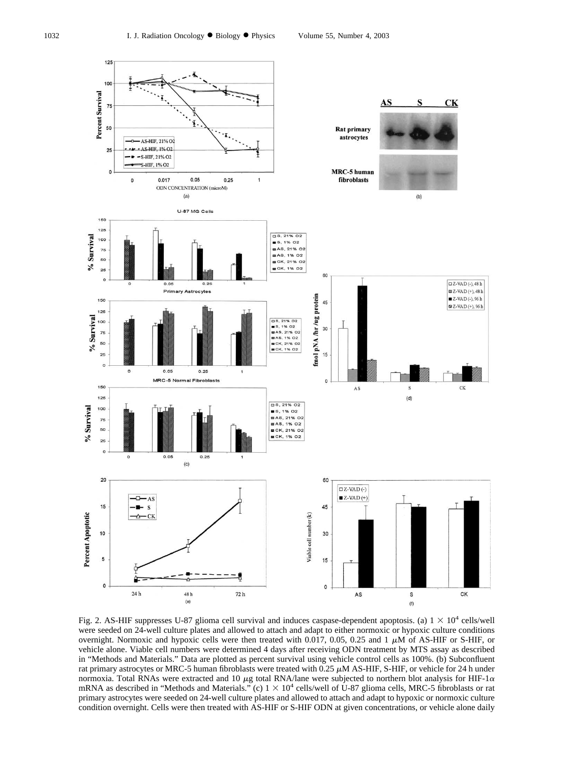Fig. 2. AS-HIF suppresses U-87 glioma cell survival and induces caspase-dependent apoptosis. (a) $1 \times 10^4$ cells/well were seeded on 24-well culture plates and allowed to attach and adapt to either normoxic or hypoxic culture conditions overnight. Normoxic and hypoxic cells were then treated with 0.017, 0.05, 0.25 and 1 $\mu$M of AS-HIF or S-HIF, or vehicle alone. Viable cell numbers were determined 4 days after receiving ODN treatment by MTS assay as described in "Methods and Materials." Data are plotted as percent survival using vehicle control cells as 100%. (b) Subconfluent rat primary astrocytes or MRC-5 human fibroblasts were treated with 0.25 $\mu$M AS-HIF, S-HIF, or vehicle for 24 h under normoxia. Total RNAs were extracted and 10 $\mu$g total RNA/lane were subjected to northern blot analysis for HIF-1$\alpha$ mRNA as described in "Methods and Materials." (c) $1 \times 10^4$ cells/well of U-87 glioma cells, MRC-5 fibroblasts or rat primary astrocytes were seeded on 24-well culture plates and allowed to attach and adapt to hypoxic or normoxic culture condition overnight. Cells were then treated with AS-HIF or S-HIF ODN at given concentrations, or vehicle alone daily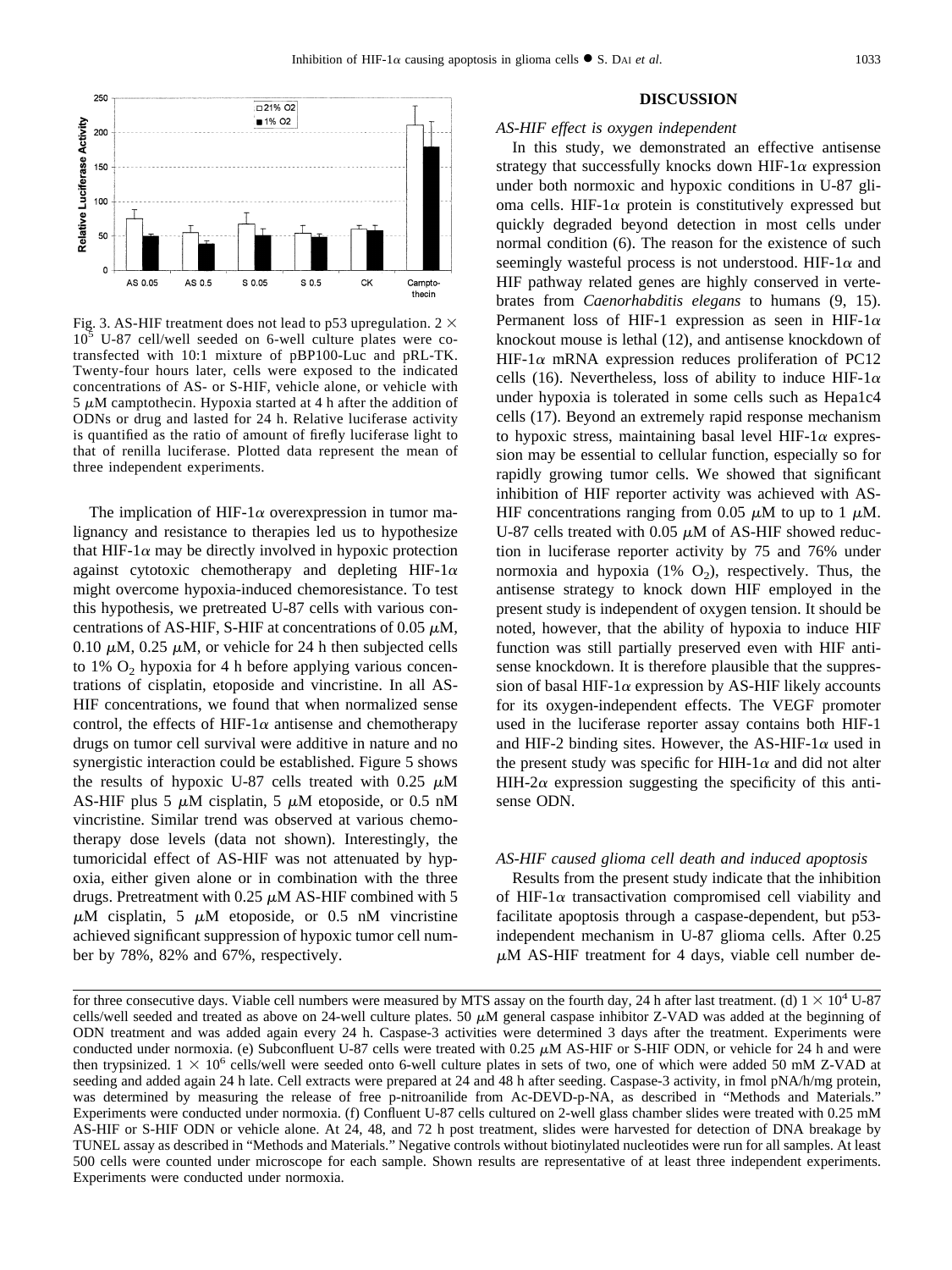Fig. 3. AS-HIF treatment does not lead to p53 upregulation. $2 \times 10^5$ U-87 cell/well seeded on 6-well culture plates were co-transfected with 10:1 mixture of pBP100-Luc and pRL-TK. Twenty-four hours later, cells were exposed to the indicated concentrations of AS- or S-HIF, vehicle alone, or vehicle with 5 $\mu$M camptothecin. Hypoxia started at 4 h after the addition of ODNs or drug and lasted for 24 h. Relative luciferase activity is quantified as the ratio of amount of firefly luciferase light to that of renilla luciferase. Plotted data represent the mean of three independent experiments.

The implication of HIF-1$\alpha$ overexpression in tumor malignancy and resistance to therapies led us to hypothesize that HIF-1$\alpha$ may be directly involved in hypoxic protection against cytotoxic chemotherapy and depleting HIF-1$\alpha$ might overcome hypoxia-induced chemoresistance. To test this hypothesis, we pretreated U-87 cells with various concentrations of AS-HIF, S-HIF at concentrations of 0.05 $\mu$M, 0.10 $\mu$M, 0.25 $\mu$M, or vehicle for 24 h then subjected cells to 1% $O_2$ hypoxia for 4 h before applying various concentrations of cisplatin, etoposide and vincristine. In all AS-HIF concentrations, we found that when normalized sense control, the effects of HIF-1$\alpha$ antisense and chemotherapy drugs on tumor cell survival were additive in nature and no synergistic interaction could be established. Figure 5 shows the results of hypoxic U-87 cells treated with 0.25 $\mu$M AS-HIF plus 5 $\mu$M cisplatin, 5 $\mu$M etoposide, or 0.5 nM vincristine. Similar trend was observed at various chemotherapy dose levels (data not shown). Interestingly, the tumoricidal effect of AS-HIF was not attenuated by hypoxia, either given alone or in combination with the three drugs. Pretreatment with 0.25 $\mu$M AS-HIF combined with 5 $\mu$M cisplatin, 5 $\mu$M etoposide, or 0.5 nM vincristine achieved significant suppression of hypoxic tumor cell number by 78%, 82% and 67%, respectively.

## DISCUSSION

### *AS-HIF effect is oxygen independent*

In this study, we demonstrated an effective antisense strategy that successfully knocks down HIF-1$\alpha$ expression under both normoxic and hypoxic conditions in U-87 glioma cells. HIF-1$\alpha$ protein is constitutively expressed but quickly degraded beyond detection in most cells under normal condition (6). The reason for the existence of such seemingly wasteful process is not understood. HIF-1$\alpha$ and HIF pathway related genes are highly conserved in vertebrates from *Caenorhabditis elegans* to humans (9, 15). Permanent loss of HIF-1 expression as seen in HIF-1$\alpha$ knockout mouse is lethal (12), and antisense knockdown of HIF-1$\alpha$ mRNA expression reduces proliferation of PC12 cells (16). Nevertheless, loss of ability to induce HIF-1$\alpha$ under hypoxia is tolerated in some cells such as Hepa1c4 cells (17). Beyond an extremely rapid response mechanism to hypoxic stress, maintaining basal level HIF-1$\alpha$ expression may be essential to cellular function, especially so for rapidly growing tumor cells. We showed that significant inhibition of HIF reporter activity was achieved with AS-HIF concentrations ranging from 0.05 $\mu$M to up to 1 $\mu$M. U-87 cells treated with 0.05 $\mu$M of AS-HIF showed reduction in luciferase reporter activity by 75 and 76% under normoxia and hypoxia (1% $O_2$), respectively. Thus, the antisense strategy to knock down HIF employed in the present study is independent of oxygen tension. It should be noted, however, that the ability of hypoxia to induce HIF function was still partially preserved even with HIF antisense knockdown. It is therefore plausible that the suppression of basal HIF-1$\alpha$ expression by AS-HIF likely accounts for its oxygen-independent effects. The VEGF promoter used in the luciferase reporter assay contains both HIF-1 and HIF-2 binding sites. However, the AS-HIF-1$\alpha$ used in the present study was specific for HIH-1$\alpha$ and did not alter HIH-2$\alpha$ expression suggesting the specificity of this antisense ODN.

### *AS-HIF caused glioma cell death and induced apoptosis*

Results from the present study indicate that the inhibition of HIF-1$\alpha$ transactivation compromised cell viability and facilitate apoptosis through a caspase-dependent, but p53-independent mechanism in U-87 glioma cells. After 0.25 $\mu$M AS-HIF treatment for 4 days, viable cell number de-

for three consecutive days. Viable cell numbers were measured by MTS assay on the fourth day, 24 h after last treatment. (d) $1 \times 10^4$ U-87 cells/well seeded and treated as above on 24-well culture plates. 50 $\mu$M general caspase inhibitor Z-VAD was added at the beginning of ODN treatment and was added again every 24 h. Caspase-3 activities were determined 3 days after the treatment. Experiments were conducted under normoxia. (e) Subconfluent U-87 cells were treated with 0.25 $\mu$M AS-HIF or S-HIF ODN, or vehicle for 24 h and were then trypsinized. $1 \times 10^6$ cells/well were seeded onto 6-well culture plates in sets of two, one of which were added 50 mM Z-VAD at seeding and added again 24 h late. Cell extracts were prepared at 24 and 48 h after seeding. Caspase-3 activity, in fmol pNA/h/mg protein, was determined by measuring the release of free p-nitroanilide from Ac-DEVD-p-NA, as described in "Methods and Materials." Experiments were conducted under normoxia. (f) Confluent U-87 cells cultured on 2-well glass chamber slides were treated with 0.25 mM AS-HIF or S-HIF ODN or vehicle alone. At 24, 48, and 72 h post treatment, slides were harvested for detection of DNA breakage by TUNEL assay as described in "Methods and Materials." Negative controls without biotinylated nucleotides were run for all samples. At least 500 cells were counted under microscope for each sample. Shown results are representative of at least three independent experiments. Experiments were conducted under normoxia.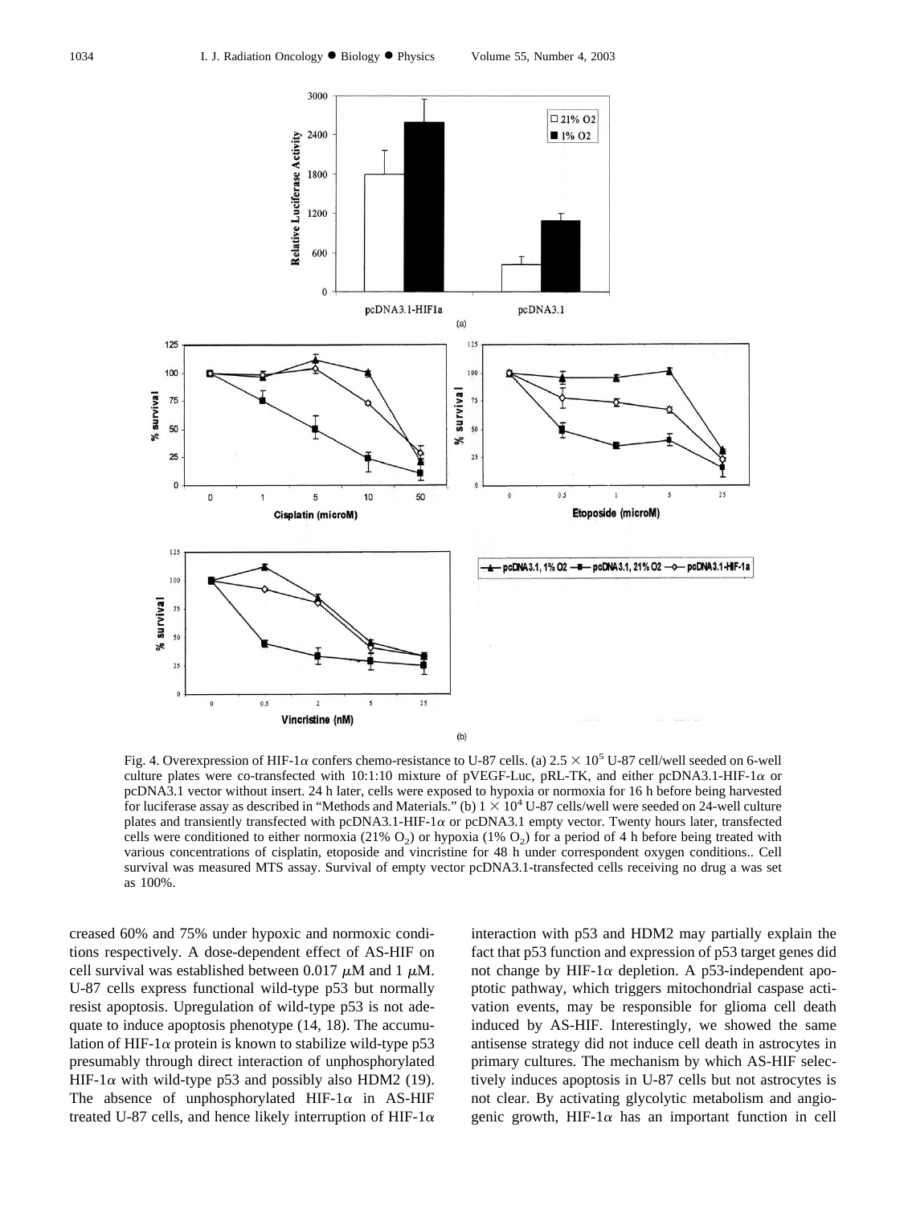Fig. 4. Overexpression of HIF-1$\alpha$ confers chemo-resistance to U-87 cells. (a) $2.5 \times 10^5$ U-87 cell/well seeded on 6-well culture plates were co-transfected with 10:1:10 mixture of pVEGF-Luc, pRL-TK, and either pcDNA3.1-HIF-1$\alpha$ or pcDNA3.1 vector without insert. 24 h later, cells were exposed to hypoxia or normoxia for 16 h before being harvested for luciferase assay as described in "Methods and Materials." (b) $1 \times 10^4$ U-87 cells/well were seeded on 24-well culture plates and transiently transfected with pcDNA3.1-HIF-1$\alpha$ or pcDNA3.1 empty vector. Twenty hours later, transfected cells were conditioned to either normoxia (21% $O_2$) or hypoxia (1% $O_2$) for a period of 4 h before being treated with various concentrations of cisplatin, etoposide and vincristine for 48 h under correspondent oxygen conditions.. Cell survival was measured MTS assay. Survival of empty vector pcDNA3.1-transfected cells receiving no drug a was set as 100%.

creased 60% and 75% under hypoxic and normoxic conditions respectively. A dose-dependent effect of AS-HIF on cell survival was established between 0.017 $\mu$M and 1 $\mu$M. U-87 cells express functional wild-type p53 but normally resist apoptosis. Upregulation of wild-type p53 is not adequate to induce apoptosis phenotype (14, 18). The accumulation of HIF-1$\alpha$ protein is known to stabilize wild-type p53 presumably through direct interaction of unphosphorylated HIF-1$\alpha$ with wild-type p53 and possibly also HDM2 (19). The absence of unphosphorylated HIF-1$\alpha$ in AS-HIF treated U-87 cells, and hence likely interruption of HIF-1$\alpha$ interaction with p53 and HDM2 may partially explain the fact that p53 function and expression of p53 target genes did not change by HIF-1$\alpha$ depletion. A p53-independent apoptotic pathway, which triggers mitochondrial caspase activation events, may be responsible for glioma cell death induced by AS-HIF. Interestingly, we showed the same antisense strategy did not induce cell death in astrocytes in primary cultures. The mechanism by which AS-HIF selectively induces apoptosis in U-87 cells but not astrocytes is not clear. By activating glycolytic metabolism and angiogenic growth, HIF-1$\alpha$ has an important function in cell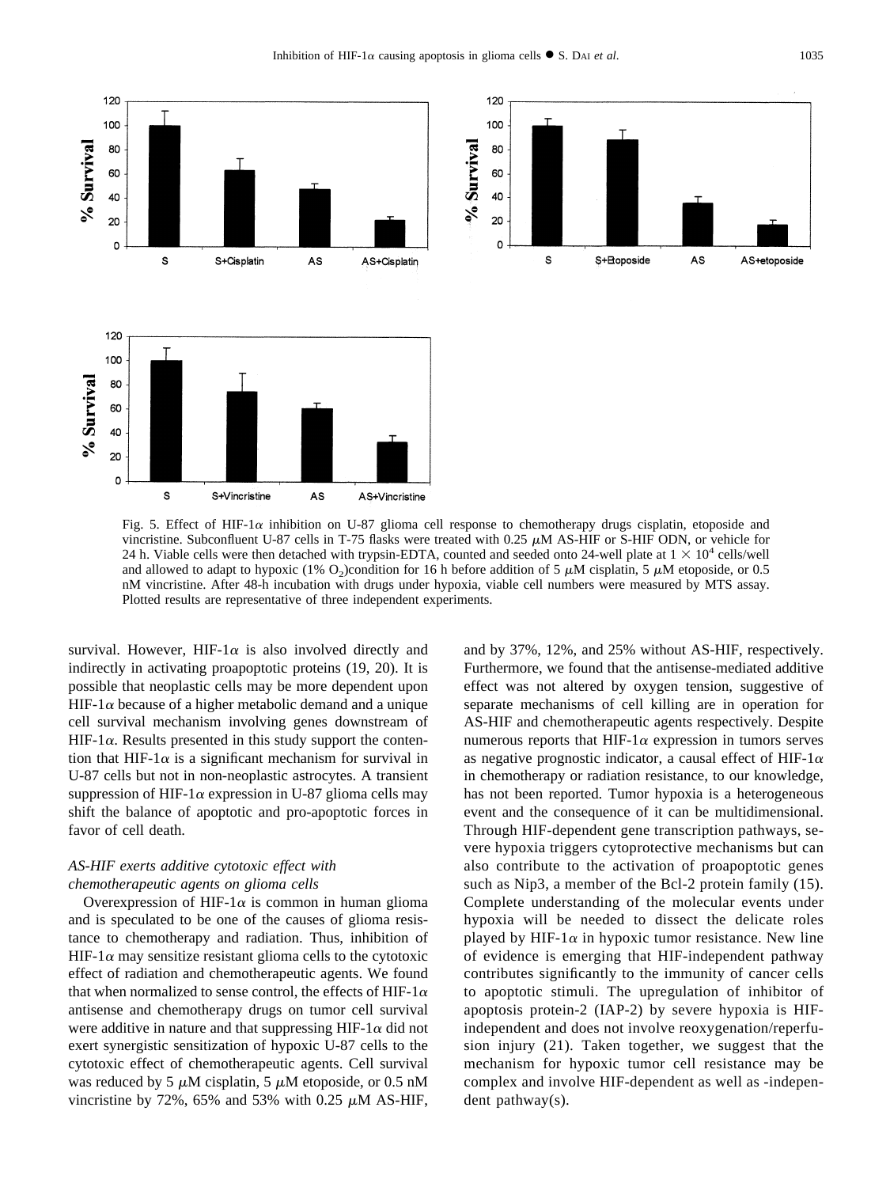Fig. 5. Effect of HIF-1$\alpha$ inhibition on U-87 glioma cell response to chemotherapy drugs cisplatin, etoposide and vincristine. Subconfluent U-87 cells in T-75 flasks were treated with 0.25 $\mu$M AS-HIF or S-HIF ODN, or vehicle for 24 h. Viable cells were then detached with trypsin-EDTA, counted and seeded onto 24-well plate at $1 \times 10^4$ cells/well and allowed to adapt to hypoxic (1% $O_2$)condition for 16 h before addition of 5 $\mu$M cisplatin, 5 $\mu$M etoposide, or 0.5 nM vincristine. After 48-h incubation with drugs under hypoxia, viable cell numbers were measured by MTS assay. Plotted results are representative of three independent experiments.

survival. However, HIF-1$\alpha$ is also involved directly and indirectly in activating proapoptotic proteins (19, 20). It is possible that neoplastic cells may be more dependent upon HIF-1$\alpha$ because of a higher metabolic demand and a unique cell survival mechanism involving genes downstream of HIF-1$\alpha$. Results presented in this study support the contention that HIF-1$\alpha$ is a significant mechanism for survival in U-87 cells but not in non-neoplastic astrocytes. A transient suppression of HIF-1$\alpha$ expression in U-87 glioma cells may shift the balance of apoptotic and pro-apoptotic forces in favor of cell death.

### *AS-HIF exerts additive cytotoxic effect with chemotherapeutic agents on glioma cells*

Overexpression of HIF-1$\alpha$ is common in human glioma and is speculated to be one of the causes of glioma resistance to chemotherapy and radiation. Thus, inhibition of HIF-1$\alpha$ may sensitize resistant glioma cells to the cytotoxic effect of radiation and chemotherapeutic agents. We found that when normalized to sense control, the effects of HIF-1$\alpha$ antisense and chemotherapy drugs on tumor cell survival were additive in nature and that suppressing HIF-1$\alpha$ did not exert synergistic sensitization of hypoxic U-87 cells to the cytotoxic effect of chemotherapeutic agents. Cell survival was reduced by 5 $\mu$M cisplatin, 5 $\mu$M etoposide, or 0.5 nM vincristine by 72%, 65% and 53% with 0.25 $\mu$M AS-HIF, and by 37%, 12%, and 25% without AS-HIF, respectively. Furthermore, we found that the antisense-mediated additive effect was not altered by oxygen tension, suggestive of separate mechanisms of cell killing are in operation for AS-HIF and chemotherapeutic agents respectively. Despite numerous reports that HIF-1$\alpha$ expression in tumors serves as negative prognostic indicator, a causal effect of HIF-1$\alpha$ in chemotherapy or radiation resistance, to our knowledge, has not been reported. Tumor hypoxia is a heterogeneous event and the consequence of it can be multidimensional. Through HIF-dependent gene transcription pathways, severe hypoxia triggers cytoprotective mechanisms but can also contribute to the activation of proapoptotic genes such as Nip3, a member of the Bcl-2 protein family (15). Complete understanding of the molecular events under hypoxia will be needed to dissect the delicate roles played by HIF-1$\alpha$ in hypoxic tumor resistance. New line of evidence is emerging that HIF-independent pathway contributes significantly to the immunity of cancer cells to apoptotic stimuli. The upregulation of inhibitor of apoptosis protein-2 (IAP-2) by severe hypoxia is HIF-independent and does not involve reoxygenation/reperfusion injury (21). Taken together, we suggest that the mechanism for hypoxic tumor cell resistance may be complex and involve HIF-dependent as well as -independent pathway(s).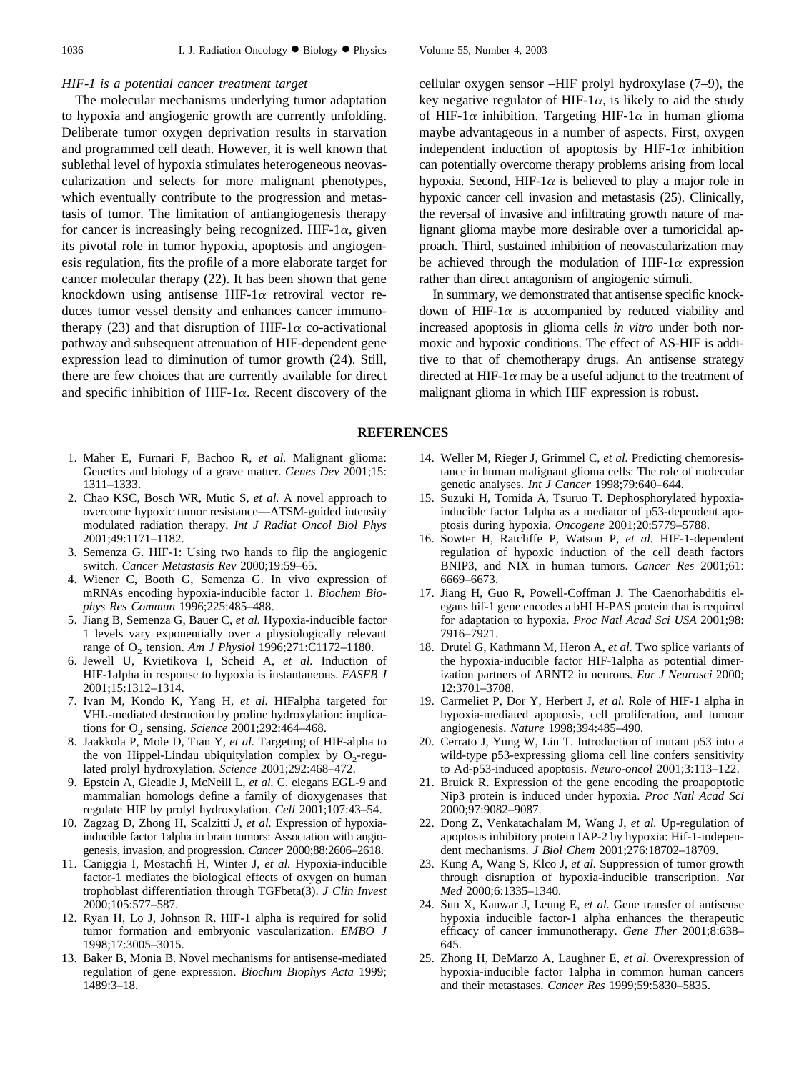*HIF-1 is a potential cancer treatment target*

The molecular mechanisms underlying tumor adaptation to hypoxia and angiogenic growth are currently unfolding. Deliberate tumor oxygen deprivation results in starvation and programmed cell death. However, it is well known that sublethal level of hypoxia stimulates heterogeneous neovascularization and selects for more malignant phenotypes, which eventually contribute to the progression and metastasis of tumor. The limitation of antiangiogenesis therapy for cancer is increasingly being recognized. HIF-1$\alpha$, given its pivotal role in tumor hypoxia, apoptosis and angiogenesis regulation, fits the profile of a more elaborate target for cancer molecular therapy (22). It has been shown that gene knockdown using antisense HIF-1$\alpha$ retroviral vector reduces tumor vessel density and enhances cancer immunotherapy (23) and that disruption of HIF-1$\alpha$ co-activational pathway and subsequent attenuation of HIF-dependent gene expression lead to diminution of tumor growth (24). Still, there are few choices that are currently available for direct and specific inhibition of HIF-1$\alpha$. Recent discovery of the cellular oxygen sensor –HIF prolyl hydroxylase (7–9), the key negative regulator of HIF-1$\alpha$, is likely to aid the study of HIF-1$\alpha$ inhibition. Targeting HIF-1$\alpha$ in human glioma maybe advantageous in a number of aspects. First, oxygen independent induction of apoptosis by HIF-1$\alpha$ inhibition can potentially overcome therapy problems arising from local hypoxia. Second, HIF-1$\alpha$ is believed to play a major role in hypoxic cancer cell invasion and metastasis (25). Clinically, the reversal of invasive and infiltrating growth nature of malignant glioma maybe more desirable over a tumoricidal approach. Third, sustained inhibition of neovascularization may be achieved through the modulation of HIF-1$\alpha$ expression rather than direct antagonism of angiogenic stimuli.

In summary, we demonstrated that antisense specific knockdown of HIF-1$\alpha$ is accompanied by reduced viability and increased apoptosis in glioma cells *in vitro* under both normoxic and hypoxic conditions. The effect of AS-HIF is additive to that of chemotherapy drugs. An antisense strategy directed at HIF-1$\alpha$ may be a useful adjunct to the treatment of malignant glioma in which HIF expression is robust.

## REFERENCES

1. Maher E, Furnari F, Bachoo R, *et al.* Malignant glioma: Genetics and biology of a grave matter. *Genes Dev* 2001;15: 1311–1333.
2. Chao KSC, Bosch WR, Mutic S, *et al.* A novel approach to overcome hypoxic tumor resistance—ATSM-guided intensity modulated radiation therapy. *Int J Radiat Oncol Biol Phys* 2001;49:1171–1182.
3. Semenza G. HIF-1: Using two hands to flip the angiogenic switch. *Cancer Metastasis Rev* 2000;19:59–65.
4. Wiener C, Booth G, Semenza G. In vivo expression of mRNAs encoding hypoxia-inducible factor 1. *Biochem Biophys Res Commun* 1996;225:485–488.
5. Jiang B, Semenza G, Bauer C, *et al.* Hypoxia-inducible factor 1 levels vary exponentially over a physiologically relevant range of $O_2$ tension. *Am J Physiol* 1996;271:C1172–1180.
6. Jewell U, Kvietikova I, Scheid A, *et al.* Induction of HIF-1alpha in response to hypoxia is instantaneous. *FASEB J* 2001;15:1312–1314.
7. Ivan M, Kondo K, Yang H, *et al.* HIFalpha targeted for VHL-mediated destruction by proline hydroxylation: implications for $O_2$ sensing. *Science* 2001;292:464–468.
8. Jaakkola P, Mole D, Tian Y, *et al.* Targeting of HIF-alpha to the von Hippel-Lindau ubiquitylation complex by $O_2$-regulated prolyl hydroxylation. *Science* 2001;292:468–472.
9. Epstein A, Gleadle J, McNeill L, *et al.* C. elegans EGL-9 and mammalian homologs define a family of dioxygenases that regulate HIF by prolyl hydroxylation. *Cell* 2001;107:43–54.
10. Zagzag D, Zhong H, Scalzitti J, *et al.* Expression of hypoxia-inducible factor 1alpha in brain tumors: Association with angiogenesis, invasion, and progression. *Cancer* 2000;88:2606–2618.
11. Caniggia I, Mostachfi H, Winter J, *et al.* Hypoxia-inducible factor-1 mediates the biological effects of oxygen on human trophoblast differentiation through TGFbeta(3). *J Clin Invest* 2000;105:577–587.
12. Ryan H, Lo J, Johnson R. HIF-1 alpha is required for solid tumor formation and embryonic vascularization. *EMBO J* 1998;17:3005–3015.
13. Baker B, Monia B. Novel mechanisms for antisense-mediated regulation of gene expression. *Biochim Biophys Acta* 1999; 1489:3–18.
14. Weller M, Rieger J, Grimmel C, *et al.* Predicting chemoresistance in human malignant glioma cells: The role of molecular genetic analyses. *Int J Cancer* 1998;79:640–644.
15. Suzuki H, Tomida A, Tsuruo T. Dephosphorylated hypoxia-inducible factor 1alpha as a mediator of p53-dependent apoptosis during hypoxia. *Oncogene* 2001;20:5779–5788.
16. Sowter H, Ratcliffe P, Watson P, *et al.* HIF-1-dependent regulation of hypoxic induction of the cell death factors BNIP3, and NIX in human tumors. *Cancer Res* 2001;61: 6669–6673.
17. Jiang H, Guo R, Powell-Coffman J. The Caenorhabditis elegans hif-1 gene encodes a bHLH-PAS protein that is required for adaptation to hypoxia. *Proc Natl Acad Sci USA* 2001;98: 7916–7921.
18. Drutel G, Kathmann M, Heron A, *et al.* Two splice variants of the hypoxia-inducible factor HIF-1alpha as potential dimerization partners of ARNT2 in neurons. *Eur J Neurosci* 2000; 12:3701–3708.
19. Carmeliet P, Dor Y, Herbert J, *et al.* Role of HIF-1 alpha in hypoxia-mediated apoptosis, cell proliferation, and tumour angiogenesis. *Nature* 1998;394:485–490.
20. Cerrato J, Yung W, Liu T. Introduction of mutant p53 into a wild-type p53-expressing glioma cell line confers sensitivity to Ad-p53-induced apoptosis. *Neuro-oncol* 2001;3:113–122.
21. Bruick R. Expression of the gene encoding the proapoptotic Nip3 protein is induced under hypoxia. *Proc Natl Acad Sci* 2000;97:9082–9087.
22. Dong Z, Venkatachalam M, Wang J, *et al.* Up-regulation of apoptosis inhibitory protein IAP-2 by hypoxia: Hif-1-independent mechanisms. *J Biol Chem* 2001;276:18702–18709.
23. Kung A, Wang S, Klco J, *et al.* Suppression of tumor growth through disruption of hypoxia-inducible transcription. *Nat Med* 2000;6:1335–1340.
24. Sun X, Kanwar J, Leung E, *et al.* Gene transfer of antisense hypoxia inducible factor-1 alpha enhances the therapeutic efficacy of cancer immunotherapy. *Gene Ther* 2001;8:638–645.
25. Zhong H, DeMarzo A, Laughner E, *et al.* Overexpression of hypoxia-inducible factor 1alpha in common human cancers and their metastases. *Cancer Res* 1999;59:5830–5835.